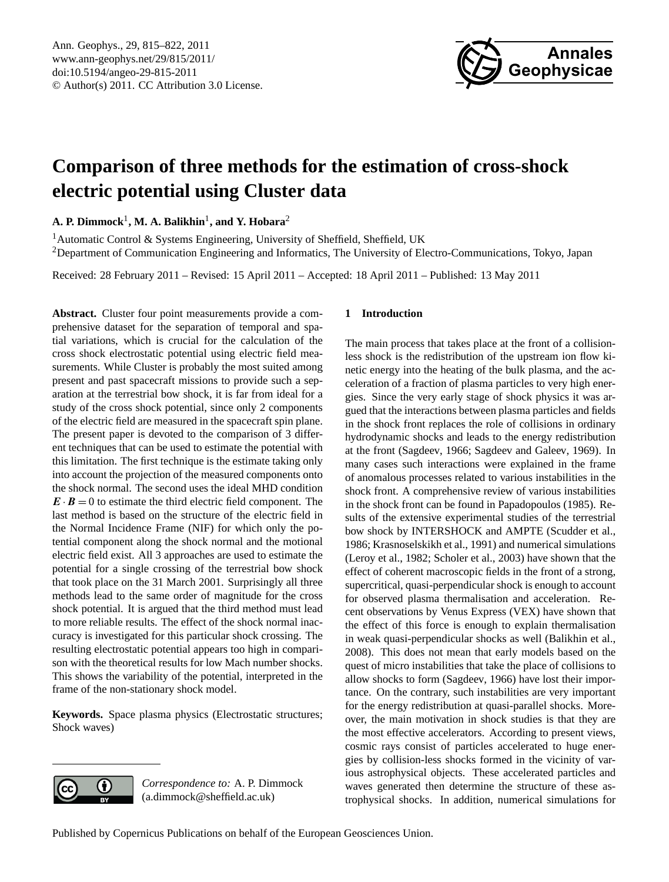# Comparison of three methods for the estimation of cross-shock electric potential using Cluster data

**A. P. Dimmock**[1], **M. A. Balikhin**[1], **and Y. Hobara**[2]

[1]Automatic Control & Systems Engineering, University of Sheffield, Sheffield, UK

[2]Department of Communication Engineering and Informatics, The University of Electro-Communications, Tokyo, Japan

Received: 28 February 2011 – Revised: 15 April 2011 – Accepted: 18 April 2011 – Published: 13 May 2011

**Abstract.** Cluster four point measurements provide a comprehensive dataset for the separation of temporal and spatial variations, which is crucial for the calculation of the cross shock electrostatic potential using electric field measurements. While Cluster is probably the most suited among present and past spacecraft missions to provide such a separation at the terrestrial bow shock, it is far from ideal for a study of the cross shock potential, since only 2 components of the electric field are measured in the spacecraft spin plane. The present paper is devoted to the comparison of 3 different techniques that can be used to estimate the potential with this limitation. The first technique is the estimate taking only into account the projection of the measured components onto the shock normal. The second uses the ideal MHD condition $\boldsymbol{E} \cdot \boldsymbol{B} = 0$ to estimate the third electric field component. The last method is based on the structure of the electric field in the Normal Incidence Frame (NIF) for which only the potential component along the shock normal and the motional electric field exist. All 3 approaches are used to estimate the potential for a single crossing of the terrestrial bow shock that took place on the 31 March 2001. Surprisingly all three methods lead to the same order of magnitude for the cross shock potential. It is argued that the third method must lead to more reliable results. The effect of the shock normal inaccuracy is investigated for this particular shock crossing. The resulting electrostatic potential appears too high in comparison with the theoretical results for low Mach number shocks. This shows the variability of the potential, interpreted in the frame of the non-stationary shock model.

**Keywords.** Space plasma physics (Electrostatic structures; Shock waves)

*Correspondence to:* A. P. Dimmock (a.dimmock@sheffield.ac.uk)

## 1 Introduction

The main process that takes place at the front of a collisionless shock is the redistribution of the upstream ion flow kinetic energy into the heating of the bulk plasma, and the acceleration of a fraction of plasma particles to very high energies. Since the very early stage of shock physics it was argued that the interactions between plasma particles and fields in the shock front replaces the role of collisions in ordinary hydrodynamic shocks and leads to the energy redistribution at the front (Sagdeev, 1966; Sagdeev and Galeev, 1969). In many cases such interactions were explained in the frame of anomalous processes related to various instabilities in the shock front. A comprehensive review of various instabilities in the shock front can be found in Papadopoulos (1985). Results of the extensive experimental studies of the terrestrial bow shock by INTERSHOCK and AMPTE (Scudder et al., 1986; Krasnoselskikh et al., 1991) and numerical simulations (Leroy et al., 1982; Scholer et al., 2003) have shown that the effect of coherent macroscopic fields in the front of a strong, supercritical, quasi-perpendicular shock is enough to account for observed plasma thermalisation and acceleration. Recent observations by Venus Express (VEX) have shown that the effect of this force is enough to explain thermalisation in weak quasi-perpendicular shocks as well (Balikhin et al., 2008). This does not mean that early models based on the quest of micro instabilities that take the place of collisions to allow shocks to form (Sagdeev, 1966) have lost their importance. On the contrary, such instabilities are very important for the energy redistribution at quasi-parallel shocks. Moreover, the main motivation in shock studies is that they are the most effective accelerators. According to present views, cosmic rays consist of particles accelerated to huge energies by collision-less shocks formed in the vicinity of various astrophysical objects. These accelerated particles and waves generated then determine the structure of these astrophysical shocks. In addition, numerical simulations for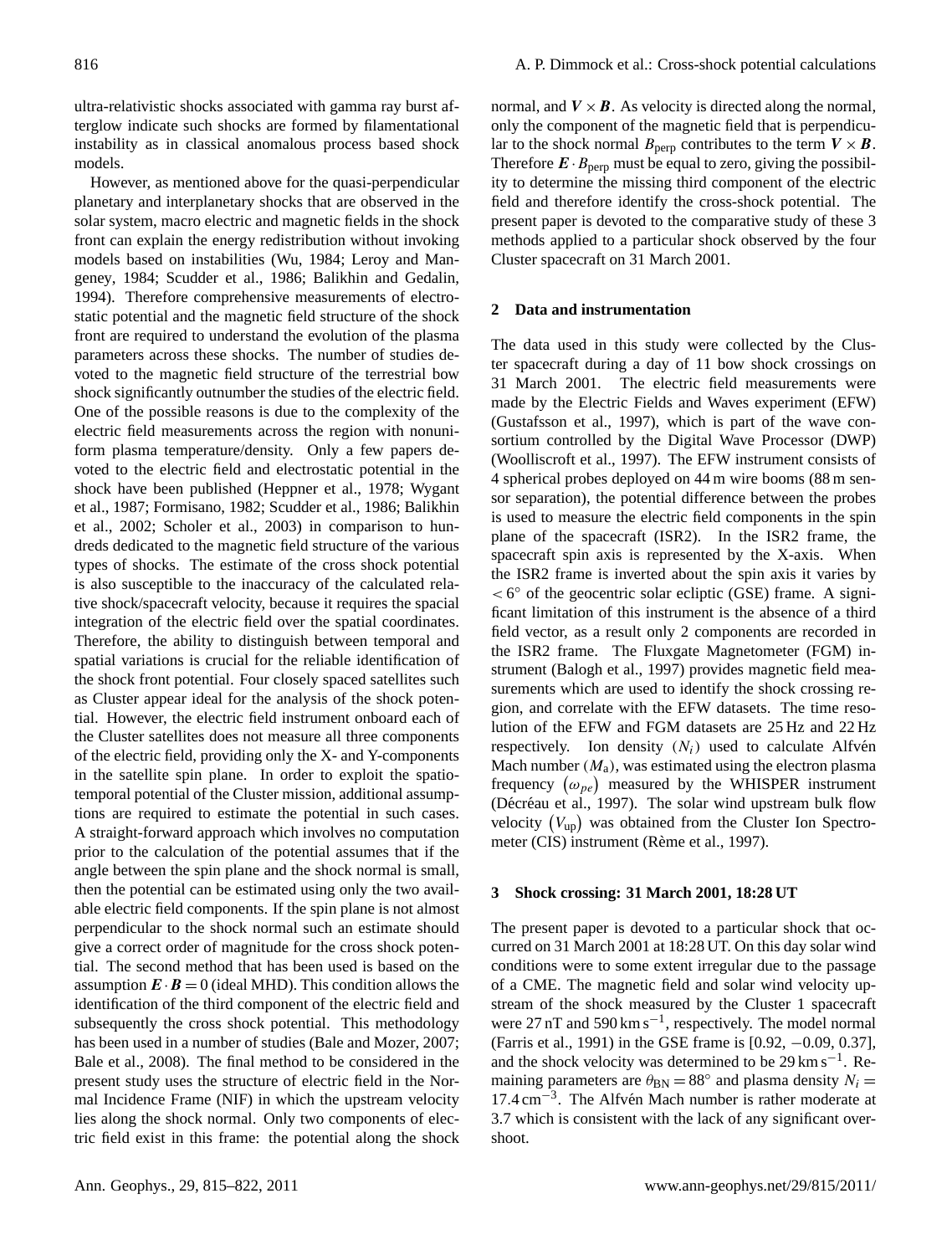ultra-relativistic shocks associated with gamma ray burst afterglow indicate such shocks are formed by filamentational instability as in classical anomalous process based shock models.

However, as mentioned above for the quasi-perpendicular planetary and interplanetary shocks that are observed in the solar system, macro electric and magnetic fields in the shock front can explain the energy redistribution without invoking models based on instabilities (Wu, 1984; Leroy and Mangeney, 1984; Scudder et al., 1986; Balikhin and Gedalin, 1994). Therefore comprehensive measurements of electrostatic potential and the magnetic field structure of the shock front are required to understand the evolution of the plasma parameters across these shocks. The number of studies devoted to the magnetic field structure of the terrestrial bow shock significantly outnumber the studies of the electric field. One of the possible reasons is due to the complexity of the electric field measurements across the region with nonuniform plasma temperature/density. Only a few papers devoted to the electric field and electrostatic potential in the shock have been published (Heppner et al., 1978; Wygant et al., 1987; Formisano, 1982; Scudder et al., 1986; Balikhin et al., 2002; Scholer et al., 2003) in comparison to hundreds dedicated to the magnetic field structure of the various types of shocks. The estimate of the cross shock potential is also susceptible to the inaccuracy of the calculated relative shock/spacecraft velocity, because it requires the spacial integration of the electric field over the spatial coordinates. Therefore, the ability to distinguish between temporal and spatial variations is crucial for the reliable identification of the shock front potential. Four closely spaced satellites such as Cluster appear ideal for the analysis of the shock potential. However, the electric field instrument onboard each of the Cluster satellites does not measure all three components of the electric field, providing only the X- and Y-components in the satellite spin plane. In order to exploit the spatio-temporal potential of the Cluster mission, additional assumptions are required to estimate the potential in such cases. A straight-forward approach which involves no computation prior to the calculation of the potential assumes that if the angle between the spin plane and the shock normal is small, then the potential can be estimated using only the two available electric field components. If the spin plane is not almost perpendicular to the shock normal such an estimate should give a correct order of magnitude for the cross shock potential. The second method that has been used is based on the assumption $\boldsymbol{E}\cdot\boldsymbol{B}=0$ (ideal MHD). This condition allows the identification of the third component of the electric field and subsequently the cross shock potential. This methodology has been used in a number of studies (Bale and Mozer, 2007; Bale et al., 2008). The final method to be considered in the present study uses the structure of electric field in the Normal Incidence Frame (NIF) in which the upstream velocity lies along the shock normal. Only two components of electric field exist in this frame: the potential along the shock normal, and $\boldsymbol{V}\times\boldsymbol{B}$. As velocity is directed along the normal, only the component of the magnetic field that is perpendicular to the shock normal $B_{\text{perp}}$ contributes to the term $\boldsymbol{V}\times\boldsymbol{B}$. Therefore $\boldsymbol{E}\cdot B_{\text{perp}}$ must be equal to zero, giving the possibility to determine the missing third component of the electric field and therefore identify the cross-shock potential. The present paper is devoted to the comparative study of these 3 methods applied to a particular shock observed by the four Cluster spacecraft on 31 March 2001.

## 2 Data and instrumentation

The data used in this study were collected by the Cluster spacecraft during a day of 11 bow shock crossings on 31 March 2001. The electric field measurements were made by the Electric Fields and Waves experiment (EFW) (Gustafsson et al., 1997), which is part of the wave consortium controlled by the Digital Wave Processor (DWP) (Woolliscroft et al., 1997). The EFW instrument consists of 4 spherical probes deployed on 44 m wire booms (88 m sensor separation), the potential difference between the probes is used to measure the electric field components in the spin plane of the spacecraft (ISR2). In the ISR2 frame, the spacecraft spin axis is represented by the X-axis. When the ISR2 frame is inverted about the spin axis it varies by $<6^{\circ}$ of the geocentric solar ecliptic (GSE) frame. A significant limitation of this instrument is the absence of a third field vector, as a result only 2 components are recorded in the ISR2 frame. The Fluxgate Magnetometer (FGM) instrument (Balogh et al., 1997) provides magnetic field measurements which are used to identify the shock crossing region, and correlate with the EFW datasets. The time resolution of the EFW and FGM datasets are 25 Hz and 22 Hz respectively. Ion density $(N_i)$ used to calculate Alfvén Mach number $(M_{\text{a}})$, was estimated using the electron plasma frequency $(\omega_{pe})$ measured by the WHISPER instrument (Décréau et al., 1997). The solar wind upstream bulk flow velocity $(V_{\text{up}})$ was obtained from the Cluster Ion Spectrometer (CIS) instrument (Rème et al., 1997).

## 3 Shock crossing: 31 March 2001, 18:28 UT

The present paper is devoted to a particular shock that occurred on 31 March 2001 at 18:28 UT. On this day solar wind conditions were to some extent irregular due to the passage of a CME. The magnetic field and solar wind velocity upstream of the shock measured by the Cluster 1 spacecraft were 27 nT and 590 $\text{km s}^{-1}$, respectively. The model normal (Farris et al., 1991) in the GSE frame is [0.92, −0.09, 0.37], and the shock velocity was determined to be 29 $\text{km s}^{-1}$. Remaining parameters are $\theta_{\text{BN}}=88^{\circ}$ and plasma density $N_i=17.4\,\text{cm}^{-3}$. The Alfvén Mach number is rather moderate at 3.7 which is consistent with the lack of any significant overshoot.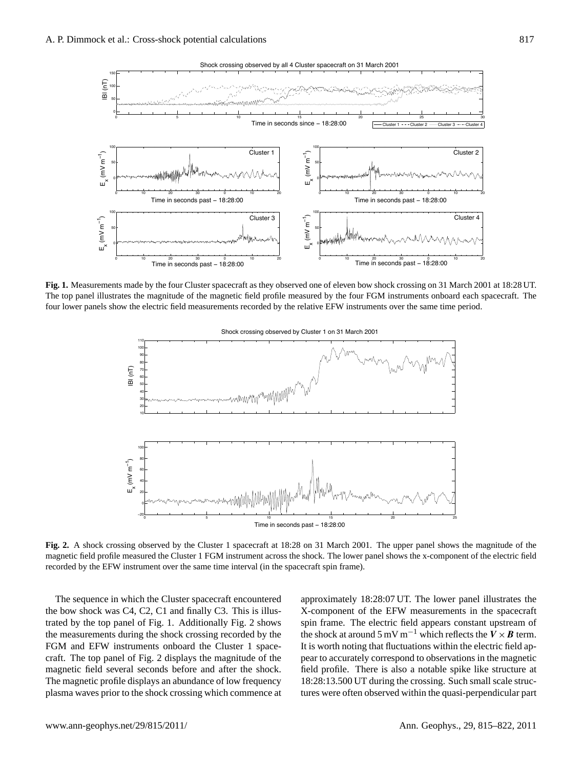**Fig. 1.** Measurements made by the four Cluster spacecraft as they observed one of eleven bow shock crossing on 31 March 2001 at 18:28 UT. The top panel illustrates the magnitude of the magnetic field profile measured by the four FGM instruments onboard each spacecraft. The four lower panels show the electric field measurements recorded by the relative EFW instruments over the same time period.

**Fig. 2.** A shock crossing observed by the Cluster 1 spacecraft at 18:28 on 31 March 2001. The upper panel shows the magnitude of the magnetic field profile measured the Cluster 1 FGM instrument across the shock. The lower panel shows the x-component of the electric field recorded by the EFW instrument over the same time interval (in the spacecraft spin frame).

The sequence in which the Cluster spacecraft encountered the bow shock was C4, C2, C1 and finally C3. This is illustrated by the top panel of Fig. 1. Additionally Fig. 2 shows the measurements during the shock crossing recorded by the FGM and EFW instruments onboard the Cluster 1 spacecraft. The top panel of Fig. 2 displays the magnitude of the magnetic field several seconds before and after the shock. The magnetic profile displays an abundance of low frequency plasma waves prior to the shock crossing which commence at approximately 18:28:07 UT. The lower panel illustrates the X-component of the EFW measurements in the spacecraft spin frame. The electric field appears constant upstream of the shock at around $5\,\mathrm{mV\,m^{-1}}$ which reflects the $\boldsymbol{V} \times \boldsymbol{B}$ term. It is worth noting that fluctuations within the electric field appear to accurately correspond to observations in the magnetic field profile. There is also a notable spike like structure at 18:28:13.500 UT during the crossing. Such small scale structures were often observed within the quasi-perpendicular part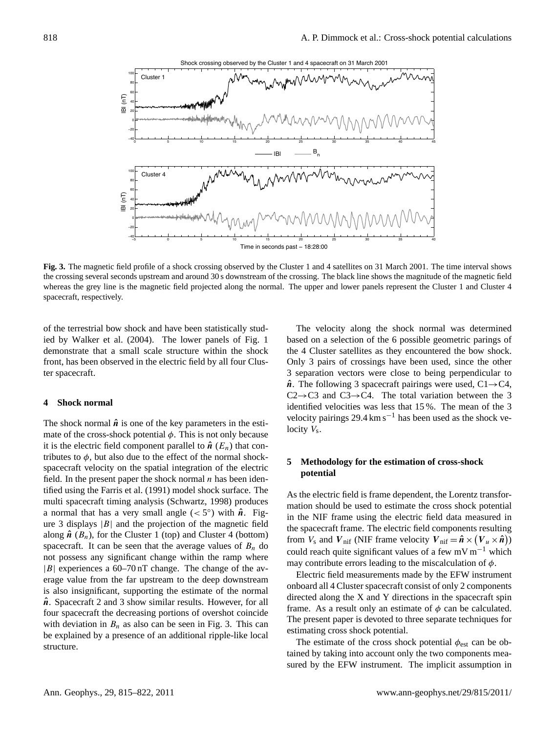**Fig. 3.** The magnetic field profile of a shock crossing observed by the Cluster 1 and 4 satellites on 31 March 2001. The time interval shows the crossing several seconds upstream and around 30 s downstream of the crossing. The black line shows the magnitude of the magnetic field whereas the grey line is the magnetic field projected along the normal. The upper and lower panels represent the Cluster 1 and Cluster 4 spacecraft, respectively.

of the terrestrial bow shock and have been statistically studied by Walker et al. (2004). The lower panels of Fig. 1 demonstrate that a small scale structure within the shock front, has been observed in the electric field by all four Cluster spacecraft.

## 4 Shock normal

The shock normal $\hat{\boldsymbol{n}}$ is one of the key parameters in the estimate of the cross-shock potential $\phi$. This is not only because it is the electric field component parallel to $\hat{\boldsymbol{n}}$ ($E_n$) that contributes to $\phi$, but also due to the effect of the normal shock-spacecraft velocity on the spatial integration of the electric field. In the present paper the shock normal $n$ has been identified using the Farris et al. (1991) model shock surface. The multi spacecraft timing analysis (Schwartz, 1998) produces a normal that has a very small angle ($< 5°$) with $\hat{\boldsymbol{n}}$. Figure 3 displays $|B|$ and the projection of the magnetic field along $\hat{\boldsymbol{n}}$ ($B_n$), for the Cluster 1 (top) and Cluster 4 (bottom) spacecraft. It can be seen that the average values of $B_n$ do not possess any significant change within the ramp where $|B|$ experiences a 60–70 nT change. The change of the average value from the far upstream to the deep downstream is also insignificant, supporting the estimate of the normal $\hat{\boldsymbol{n}}$. Spacecraft 2 and 3 show similar results. However, for all four spacecraft the decreasing portions of overshot coincide with deviation in $B_n$ as also can be seen in Fig. 3. This can be explained by a presence of an additional ripple-like local structure.

The velocity along the shock normal was determined based on a selection of the 6 possible geometric parings of the 4 Cluster satellites as they encountered the bow shock. Only 3 pairs of crossings have been used, since the other 3 separation vectors were close to being perpendicular to $\hat{\boldsymbol{n}}$. The following 3 spacecraft pairings were used, C1→C4, C2→C3 and C3→C4. The total variation between the 3 identified velocities was less that 15 %. The mean of the 3 velocity pairings 29.4 km s$^{-1}$ has been used as the shock velocity $V_{\rm s}$.

## 5 Methodology for the estimation of cross-shock potential

As the electric field is frame dependent, the Lorentz transformation should be used to estimate the cross shock potential in the NIF frame using the electric field data measured in the spacecraft frame. The electric field components resulting from $V_{\rm s}$ and $\boldsymbol{V}_{\rm nif}$ (NIF frame velocity $\boldsymbol{V}_{\rm nif} = \hat{\boldsymbol{n}} \times (\boldsymbol{V}_u \times \hat{\boldsymbol{n}})$) could reach quite significant values of a few mV m$^{-1}$ which may contribute errors leading to the miscalculation of $\phi$.

Electric field measurements made by the EFW instrument onboard all 4 Cluster spacecraft consist of only 2 components directed along the X and Y directions in the spacecraft spin frame. As a result only an estimate of $\phi$ can be calculated. The present paper is devoted to three separate techniques for estimating cross shock potential.

The estimate of the cross shock potential $\phi_{\rm est}$ can be obtained by taking into account only the two components measured by the EFW instrument. The implicit assumption in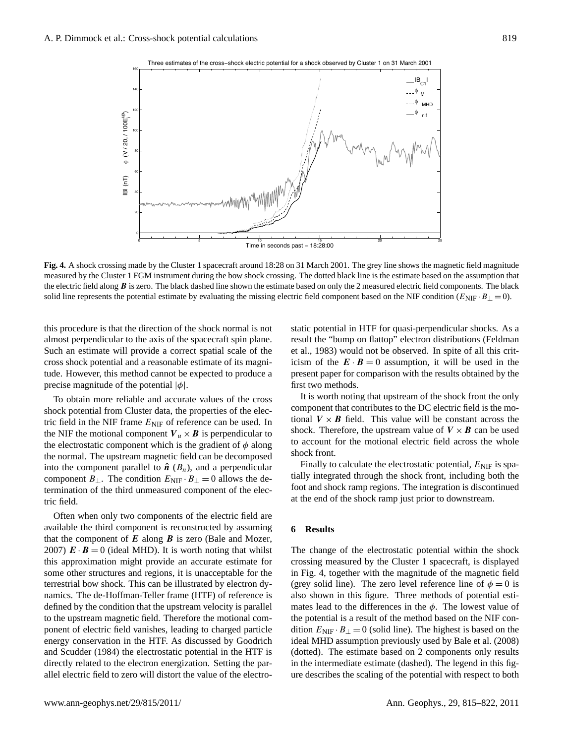**Fig. 4.** A shock crossing made by the Cluster 1 spacecraft around 18:28 on 31 March 2001. The grey line shows the magnetic field magnitude measured by the Cluster 1 FGM instrument during the bow shock crossing. The dotted black line is the estimate based on the assumption that the electric field along $\boldsymbol{B}$ is zero. The black dashed line shown the estimate based on only the 2 measured electric field components. The black solid line represents the potential estimate by evaluating the missing electric field component based on the NIF condition ($E_{\mathrm{NIF}} \cdot B_{\perp} = 0$).

this procedure is that the direction of the shock normal is not almost perpendicular to the axis of the spacecraft spin plane. Such an estimate will provide a correct spatial scale of the cross shock potential and a reasonable estimate of its magnitude. However, this method cannot be expected to produce a precise magnitude of the potential $|\phi|$.

To obtain more reliable and accurate values of the cross shock potential from Cluster data, the properties of the electric field in the NIF frame $E_{\mathrm{NIF}}$ of reference can be used. In the NIF the motional component $\boldsymbol{V}_u \times \boldsymbol{B}$ is perpendicular to the electrostatic component which is the gradient of $\phi$ along the normal. The upstream magnetic field can be decomposed into the component parallel to $\hat{\boldsymbol{n}}$ ($B_n$), and a perpendicular component $B_{\perp}$. The condition $E_{\mathrm{NIF}} \cdot B_{\perp} = 0$ allows the determination of the third unmeasured component of the electric field.

Often when only two components of the electric field are available the third component is reconstructed by assuming that the component of $\boldsymbol{E}$ along $\boldsymbol{B}$ is zero (Bale and Mozer, 2007) $\boldsymbol{E} \cdot \boldsymbol{B} = 0$ (ideal MHD). It is worth noting that whilst this approximation might provide an accurate estimate for some other structures and regions, it is unacceptable for the terrestrial bow shock. This can be illustrated by electron dynamics. The de-Hoffman-Teller frame (HTF) of reference is defined by the condition that the upstream velocity is parallel to the upstream magnetic field. Therefore the motional component of electric field vanishes, leading to charged particle energy conservation in the HTF. As discussed by Goodrich and Scudder (1984) the electrostatic potential in the HTF is directly related to the electron energization. Setting the parallel electric field to zero will distort the value of the electrostatic potential in HTF for quasi-perpendicular shocks. As a result the "bump on flattop" electron distributions (Feldman et al., 1983) would not be observed. In spite of all this criticism of the $\boldsymbol{E} \cdot \boldsymbol{B} = 0$ assumption, it will be used in the present paper for comparison with the results obtained by the first two methods.

It is worth noting that upstream of the shock front the only component that contributes to the DC electric field is the motional $\boldsymbol{V} \times \boldsymbol{B}$ field. This value will be constant across the shock. Therefore, the upstream value of $\boldsymbol{V} \times \boldsymbol{B}$ can be used to account for the motional electric field across the whole shock front.

Finally to calculate the electrostatic potential, $E_{\mathrm{NIF}}$ is spatially integrated through the shock front, including both the foot and shock ramp regions. The integration is discontinued at the end of the shock ramp just prior to downstream.

## 6 Results

The change of the electrostatic potential within the shock crossing measured by the Cluster 1 spacecraft, is displayed in Fig. 4, together with the magnitude of the magnetic field (grey solid line). The zero level reference line of $\phi = 0$ is also shown in this figure. Three methods of potential estimates lead to the differences in the $\phi$. The lowest value of the potential is a result of the method based on the NIF condition $E_{\mathrm{NIF}} \cdot B_{\perp} = 0$ (solid line). The highest is based on the ideal MHD assumption previously used by Bale et al. (2008) (dotted). The estimate based on 2 components only results in the intermediate estimate (dashed). The legend in this figure describes the scaling of the potential with respect to both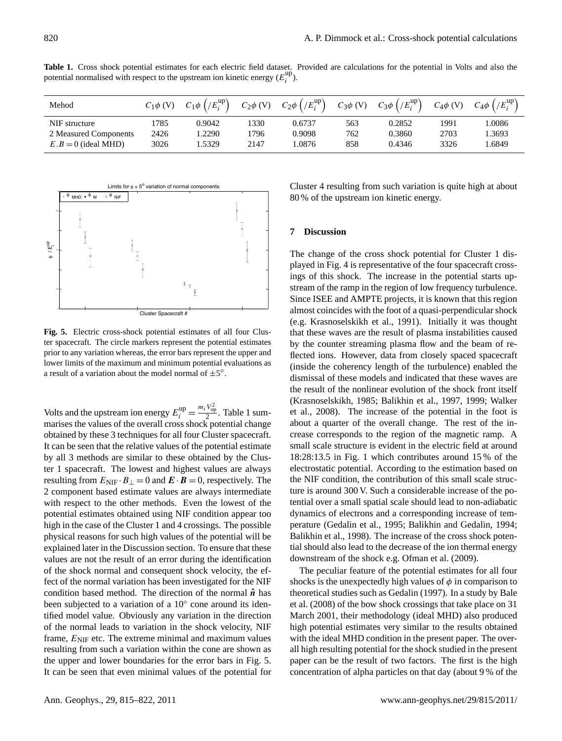**Table 1.** Cross shock potential estimates for each electric field dataset. Provided are calculations for the potential in Volts and also the potential normalised with respect to the upstream ion kinetic energy ($E_i^{\rm up}$).

| Mehod | $C_1\phi$ (V) | $C_1\phi\left(/E_i^{\rm up}\right)$ | $C_2\phi$ (V) | $C_2\phi\left(/E_i^{\rm up}\right)$ | $C_3\phi$ (V) | $C_3\phi\left(/E_i^{\rm up}\right)$ | $C_4\phi$ (V) | $C_4\phi\left(/E_i^{\rm up}\right)$ |
|---|---|---|---|---|---|---|---|---|
| NIF structure | 1785 | 0.9042 | 1330 | 0.6737 | 563 | 0.2852 | 1991 | 1.0086 |
| 2 Measured Components | 2426 | 1.2290 | 1796 | 0.9098 | 762 | 0.3860 | 2703 | 1.3693 |
| $E.B=0$ (ideal MHD) | 3026 | 1.5329 | 2147 | 1.0876 | 858 | 0.4346 | 3326 | 1.6849 |

**Fig. 5.** Electric cross-shock potential estimates of all four Cluster spacecraft. The circle markers represent the potential estimates prior to any variation whereas, the error bars represent the upper and lower limits of the maximum and minimum potential evaluations as a result of a variation about the model normal of $\pm5^\circ$.

Volts and the upstream ion energy $E_i^{\rm up}=\frac{m_i V_{\rm up}^2}{2}$. Table 1 summarises the values of the overall cross shock potential change obtained by these 3 techniques for all four Cluster spacecraft. It can be seen that the relative values of the potential estimate by all 3 methods are similar to these obtained by the Cluster 1 spacecraft. The lowest and highest values are always resulting from $E_{\rm NIF}\cdot B_\perp=0$ and $\boldsymbol{E}\cdot\boldsymbol{B}=0$, respectively. The 2 component based estimate values are always intermediate with respect to the other methods. Even the lowest of the potential estimates obtained using NIF condition appear too high in the case of the Cluster 1 and 4 crossings. The possible physical reasons for such high values of the potential will be explained later in the Discussion section. To ensure that these values are not the result of an error during the identification of the shock normal and consequent shock velocity, the effect of the normal variation has been investigated for the NIF condition based method. The direction of the normal $\hat{\boldsymbol{n}}$ has been subjected to a variation of a $10^\circ$ cone around its identified model value. Obviously any variation in the direction of the normal leads to variation in the shock velocity, NIF frame, $E_{\rm NIF}$ etc. The extreme minimal and maximum values resulting from such a variation within the cone are shown as the upper and lower boundaries for the error bars in Fig. 5. It can be seen that even minimal values of the potential for Cluster 4 resulting from such variation is quite high at about 80 % of the upstream ion kinetic energy.

## 7 Discussion

The change of the cross shock potential for Cluster 1 displayed in Fig. 4 is representative of the four spacecraft crossings of this shock. The increase in the potential starts upstream of the ramp in the region of low frequency turbulence. Since ISEE and AMPTE projects, it is known that this region almost coincides with the foot of a quasi-perpendicular shock (e.g. Krasnoselskikh et al., 1991). Initially it was thought that these waves are the result of plasma instabilities caused by the counter streaming plasma flow and the beam of reflected ions. However, data from closely spaced spacecraft (inside the coherency length of the turbulence) enabled the dismissal of these models and indicated that these waves are the result of the nonlinear evolution of the shock front itself (Krasnoselskikh, 1985; Balikhin et al., 1997, 1999; Walker et al., 2008). The increase of the potential in the foot is about a quarter of the overall change. The rest of the increase corresponds to the region of the magnetic ramp. A small scale structure is evident in the electric field at around 18:28:13.5 in Fig. 1 which contributes around 15 % of the electrostatic potential. According to the estimation based on the NIF condition, the contribution of this small scale structure is around 300 V. Such a considerable increase of the potential over a small spatial scale should lead to non-adiabatic dynamics of electrons and a corresponding increase of temperature (Gedalin et al., 1995; Balikhin and Gedalin, 1994; Balikhin et al., 1998). The increase of the cross shock potential should also lead to the decrease of the ion thermal energy downstream of the shock e.g. Ofman et al. (2009).

The peculiar feature of the potential estimates for all four shocks is the unexpectedly high values of $\phi$ in comparison to theoretical studies such as Gedalin (1997). In a study by Bale et al. (2008) of the bow shock crossings that take place on 31 March 2001, their methodology (ideal MHD) also produced high potential estimates very similar to the results obtained with the ideal MHD condition in the present paper. The overall high resulting potential for the shock studied in the present paper can be the result of two factors. The first is the high concentration of alpha particles on that day (about 9 % of the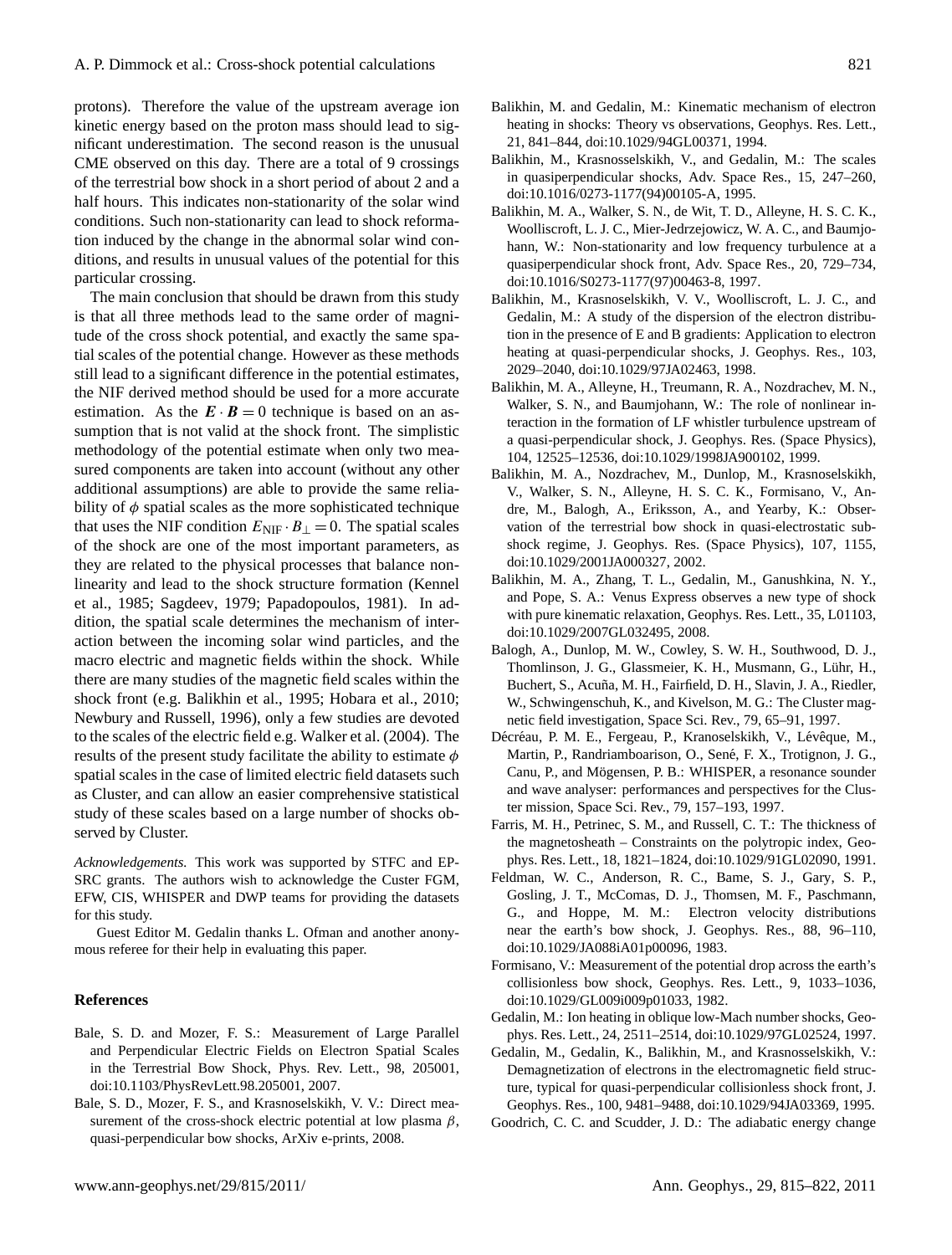protons). Therefore the value of the upstream average ion kinetic energy based on the proton mass should lead to significant underestimation. The second reason is the unusual CME observed on this day. There are a total of 9 crossings of the terrestrial bow shock in a short period of about 2 and a half hours. This indicates non-stationarity of the solar wind conditions. Such non-stationarity can lead to shock reformation induced by the change in the abnormal solar wind conditions, and results in unusual values of the potential for this particular crossing.

The main conclusion that should be drawn from this study is that all three methods lead to the same order of magnitude of the cross shock potential, and exactly the same spatial scales of the potential change. However as these methods still lead to a significant difference in the potential estimates, the NIF derived method should be used for a more accurate estimation. As the $\boldsymbol{E} \cdot \boldsymbol{B} = 0$ technique is based on an assumption that is not valid at the shock front. The simplistic methodology of the potential estimate when only two measured components are taken into account (without any other additional assumptions) are able to provide the same reliability of $\phi$ spatial scales as the more sophisticated technique that uses the NIF condition $E_{\mathrm{NIF}} \cdot B_{\perp} = 0$. The spatial scales of the shock are one of the most important parameters, as they are related to the physical processes that balance nonlinearity and lead to the shock structure formation (Kennel et al., 1985; Sagdeev, 1979; Papadopoulos, 1981). In addition, the spatial scale determines the mechanism of interaction between the incoming solar wind particles, and the macro electric and magnetic fields within the shock. While there are many studies of the magnetic field scales within the shock front (e.g. Balikhin et al., 1995; Hobara et al., 2010; Newbury and Russell, 1996), only a few studies are devoted to the scales of the electric field e.g. Walker et al. (2004). The results of the present study facilitate the ability to estimate $\phi$ spatial scales in the case of limited electric field datasets such as Cluster, and can allow an easier comprehensive statistical study of these scales based on a large number of shocks observed by Cluster.

*Acknowledgements.* This work was supported by STFC and EPSRC grants. The authors wish to acknowledge the Custer FGM, EFW, CIS, WHISPER and DWP teams for providing the datasets for this study.

Guest Editor M. Gedalin thanks L. Ofman and another anonymous referee for their help in evaluating this paper.

## References

Bale, S. D. and Mozer, F. S.: Measurement of Large Parallel and Perpendicular Electric Fields on Electron Spatial Scales in the Terrestrial Bow Shock, Phys. Rev. Lett., 98, 205001, doi:10.1103/PhysRevLett.98.205001, 2007.

Bale, S. D., Mozer, F. S., and Krasnoselskikh, V. V.: Direct measurement of the cross-shock electric potential at low plasma $\beta$, quasi-perpendicular bow shocks, ArXiv e-prints, 2008.

Balikhin, M. and Gedalin, M.: Kinematic mechanism of electron heating in shocks: Theory vs observations, Geophys. Res. Lett., 21, 841–844, doi:10.1029/94GL00371, 1994.

Balikhin, M., Krasnosselskikh, V., and Gedalin, M.: The scales in quasiperpendicular shocks, Adv. Space Res., 15, 247–260, doi:10.1016/0273-1177(94)00105-A, 1995.

Balikhin, M. A., Walker, S. N., de Wit, T. D., Alleyne, H. S. C. K., Woolliscroft, L. J. C., Mier-Jedrzejowicz, W. A. C., and Baumjohann, W.: Non-stationarity and low frequency turbulence at a quasiperpendicular shock front, Adv. Space Res., 20, 729–734, doi:10.1016/S0273-1177(97)00463-8, 1997.

Balikhin, M., Krasnoselskikh, V. V., Woolliscroft, L. J. C., and Gedalin, M.: A study of the dispersion of the electron distribution in the presence of E and B gradients: Application to electron heating at quasi-perpendicular shocks, J. Geophys. Res., 103, 2029–2040, doi:10.1029/97JA02463, 1998.

Balikhin, M. A., Alleyne, H., Treumann, R. A., Nozdrachev, M. N., Walker, S. N., and Baumjohann, W.: The role of nonlinear interaction in the formation of LF whistler turbulence upstream of a quasi-perpendicular shock, J. Geophys. Res. (Space Physics), 104, 12525–12536, doi:10.1029/1998JA900102, 1999.

Balikhin, M. A., Nozdrachev, M., Dunlop, M., Krasnoselskikh, V., Walker, S. N., Alleyne, H. S. C. K., Formisano, V., Andre, M., Balogh, A., Eriksson, A., and Yearby, K.: Observation of the terrestrial bow shock in quasi-electrostatic subshock regime, J. Geophys. Res. (Space Physics), 107, 1155, doi:10.1029/2001JA000327, 2002.

Balikhin, M. A., Zhang, T. L., Gedalin, M., Ganushkina, N. Y., and Pope, S. A.: Venus Express observes a new type of shock with pure kinematic relaxation, Geophys. Res. Lett., 35, L01103, doi:10.1029/2007GL032495, 2008.

Balogh, A., Dunlop, M. W., Cowley, S. W. H., Southwood, D. J., Thomlinson, J. G., Glassmeier, K. H., Musmann, G., Lühr, H., Buchert, S., Acuña, M. H., Fairfield, D. H., Slavin, J. A., Riedler, W., Schwingenschuh, K., and Kivelson, M. G.: The Cluster magnetic field investigation, Space Sci. Rev., 79, 65–91, 1997.

Décréau, P. M. E., Fergeau, P., Kranoselskikh, V., Lévêque, M., Martin, P., Randriamboarison, O., Sené, F. X., Trotignon, J. G., Canu, P., and Mögensen, P. B.: WHISPER, a resonance sounder and wave analyser: performances and perspectives for the Cluster mission, Space Sci. Rev., 79, 157–193, 1997.

Farris, M. H., Petrinec, S. M., and Russell, C. T.: The thickness of the magnetosheath – Constraints on the polytropic index, Geophys. Res. Lett., 18, 1821–1824, doi:10.1029/91GL02090, 1991.

Feldman, W. C., Anderson, R. C., Bame, S. J., Gary, S. P., Gosling, J. T., McComas, D. J., Thomsen, M. F., Paschmann, G., and Hoppe, M. M.: Electron velocity distributions near the earth's bow shock, J. Geophys. Res., 88, 96–110, doi:10.1029/JA088iA01p00096, 1983.

Formisano, V.: Measurement of the potential drop across the earth's collisionless bow shock, Geophys. Res. Lett., 9, 1033–1036, doi:10.1029/GL009i009p01033, 1982.

Gedalin, M.: Ion heating in oblique low-Mach number shocks, Geophys. Res. Lett., 24, 2511–2514, doi:10.1029/97GL02524, 1997.

Gedalin, M., Gedalin, K., Balikhin, M., and Krasnosselskikh, V.: Demagnetization of electrons in the electromagnetic field structure, typical for quasi-perpendicular collisionless shock front, J. Geophys. Res., 100, 9481–9488, doi:10.1029/94JA03369, 1995.

Goodrich, C. C. and Scudder, J. D.: The adiabatic energy change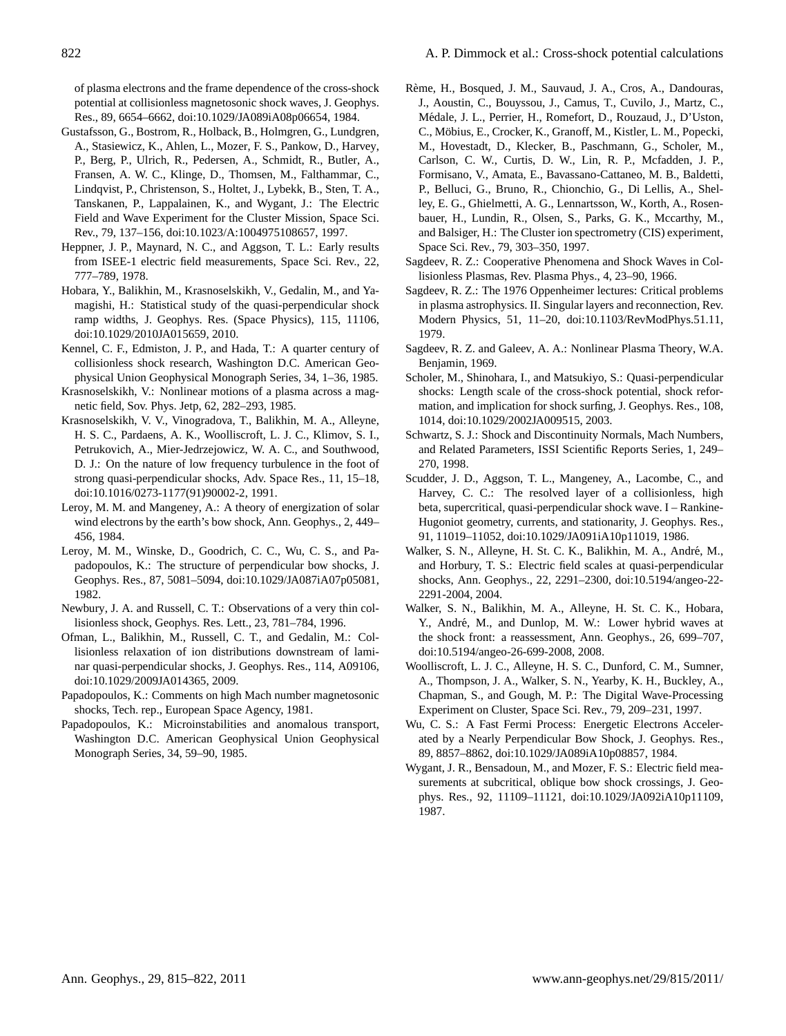of plasma electrons and the frame dependence of the cross-shock potential at collisionless magnetosonic shock waves, J. Geophys. Res., 89, 6654–6662, doi:10.1029/JA089iA08p06654, 1984.

Gustafsson, G., Bostrom, R., Holback, B., Holmgren, G., Lundgren, A., Stasiewicz, K., Ahlen, L., Mozer, F. S., Pankow, D., Harvey, P., Berg, P., Ulrich, R., Pedersen, A., Schmidt, R., Butler, A., Fransen, A. W. C., Klinge, D., Thomsen, M., Falthammar, C., Lindqvist, P., Christenson, S., Holtet, J., Lybekk, B., Sten, T. A., Tanskanen, P., Lappalainen, K., and Wygant, J.: The Electric Field and Wave Experiment for the Cluster Mission, Space Sci. Rev., 79, 137–156, doi:10.1023/A:1004975108657, 1997.

Heppner, J. P., Maynard, N. C., and Aggson, T. L.: Early results from ISEE-1 electric field measurements, Space Sci. Rev., 22, 777–789, 1978.

Hobara, Y., Balikhin, M., Krasnoselskikh, V., Gedalin, M., and Yamagishi, H.: Statistical study of the quasi-perpendicular shock ramp widths, J. Geophys. Res. (Space Physics), 115, 11106, doi:10.1029/2010JA015659, 2010.

Kennel, C. F., Edmiston, J. P., and Hada, T.: A quarter century of collisionless shock research, Washington D.C. American Geophysical Union Geophysical Monograph Series, 34, 1–36, 1985.

Krasnoselskikh, V.: Nonlinear motions of a plasma across a magnetic field, Sov. Phys. Jetp, 62, 282–293, 1985.

Krasnoselskikh, V. V., Vinogradova, T., Balikhin, M. A., Alleyne, H. S. C., Pardaens, A. K., Woolliscroft, L. J. C., Klimov, S. I., Petrukovich, A., Mier-Jedrzejowicz, W. A. C., and Southwood, D. J.: On the nature of low frequency turbulence in the foot of strong quasi-perpendicular shocks, Adv. Space Res., 11, 15–18, doi:10.1016/0273-1177(91)90002-2, 1991.

Leroy, M. M. and Mangeney, A.: A theory of energization of solar wind electrons by the earth's bow shock, Ann. Geophys., 2, 449–456, 1984.

Leroy, M. M., Winske, D., Goodrich, C. C., Wu, C. S., and Papadopoulos, K.: The structure of perpendicular bow shocks, J. Geophys. Res., 87, 5081–5094, doi:10.1029/JA087iA07p05081, 1982.

Newbury, J. A. and Russell, C. T.: Observations of a very thin collisionless shock, Geophys. Res. Lett., 23, 781–784, 1996.

Ofman, L., Balikhin, M., Russell, C. T., and Gedalin, M.: Collisionless relaxation of ion distributions downstream of laminar quasi-perpendicular shocks, J. Geophys. Res., 114, A09106, doi:10.1029/2009JA014365, 2009.

Papadopoulos, K.: Comments on high Mach number magnetosonic shocks, Tech. rep., European Space Agency, 1981.

Papadopoulos, K.: Microinstabilities and anomalous transport, Washington D.C. American Geophysical Union Geophysical Monograph Series, 34, 59–90, 1985.

Rème, H., Bosqued, J. M., Sauvaud, J. A., Cros, A., Dandouras, J., Aoustin, C., Bouyssou, J., Camus, T., Cuvilo, J., Martz, C., Médale, J. L., Perrier, H., Romefort, D., Rouzaud, J., D'Uston, C., Möbius, E., Crocker, K., Granoff, M., Kistler, L. M., Popecki, M., Hovestadt, D., Klecker, B., Paschmann, G., Scholer, M., Carlson, C. W., Curtis, D. W., Lin, R. P., Mcfadden, J. P., Formisano, V., Amata, E., Bavassano-Cattaneo, M. B., Baldetti, P., Belluci, G., Bruno, R., Chionchio, G., Di Lellis, A., Shelley, E. G., Ghielmetti, A. G., Lennartsson, W., Korth, A., Rosenbauer, H., Lundin, R., Olsen, S., Parks, G. K., Mccarthy, M., and Balsiger, H.: The Cluster ion spectrometry (CIS) experiment, Space Sci. Rev., 79, 303–350, 1997.

Sagdeev, R. Z.: Cooperative Phenomena and Shock Waves in Collisionless Plasmas, Rev. Plasma Phys., 4, 23–90, 1966.

Sagdeev, R. Z.: The 1976 Oppenheimer lectures: Critical problems in plasma astrophysics. II. Singular layers and reconnection, Rev. Modern Physics, 51, 11–20, doi:10.1103/RevModPhys.51.11, 1979.

Sagdeev, R. Z. and Galeev, A. A.: Nonlinear Plasma Theory, W.A. Benjamin, 1969.

Scholer, M., Shinohara, I., and Matsukiyo, S.: Quasi-perpendicular shocks: Length scale of the cross-shock potential, shock reformation, and implication for shock surfing, J. Geophys. Res., 108, 1014, doi:10.1029/2002JA009515, 2003.

Schwartz, S. J.: Shock and Discontinuity Normals, Mach Numbers, and Related Parameters, ISSI Scientific Reports Series, 1, 249–270, 1998.

Scudder, J. D., Aggson, T. L., Mangeney, A., Lacombe, C., and Harvey, C. C.: The resolved layer of a collisionless, high beta, supercritical, quasi-perpendicular shock wave. I – Rankine-Hugoniot geometry, currents, and stationarity, J. Geophys. Res., 91, 11019–11052, doi:10.1029/JA091iA10p11019, 1986.

Walker, S. N., Alleyne, H. St. C. K., Balikhin, M. A., André, M., and Horbury, T. S.: Electric field scales at quasi-perpendicular shocks, Ann. Geophys., 22, 2291–2300, doi:10.5194/angeo-22-2291-2004, 2004.

Walker, S. N., Balikhin, M. A., Alleyne, H. St. C. K., Hobara, Y., André, M., and Dunlop, M. W.: Lower hybrid waves at the shock front: a reassessment, Ann. Geophys., 26, 699–707, doi:10.5194/angeo-26-699-2008, 2008.

Woolliscroft, L. J. C., Alleyne, H. S. C., Dunford, C. M., Sumner, A., Thompson, J. A., Walker, S. N., Yearby, K. H., Buckley, A., Chapman, S., and Gough, M. P.: The Digital Wave-Processing Experiment on Cluster, Space Sci. Rev., 79, 209–231, 1997.

Wu, C. S.: A Fast Fermi Process: Energetic Electrons Accelerated by a Nearly Perpendicular Bow Shock, J. Geophys. Res., 89, 8857–8862, doi:10.1029/JA089iA10p08857, 1984.

Wygant, J. R., Bensadoun, M., and Mozer, F. S.: Electric field measurements at subcritical, oblique bow shock crossings, J. Geophys. Res., 92, 11109–11121, doi:10.1029/JA092iA10p11109, 1987.